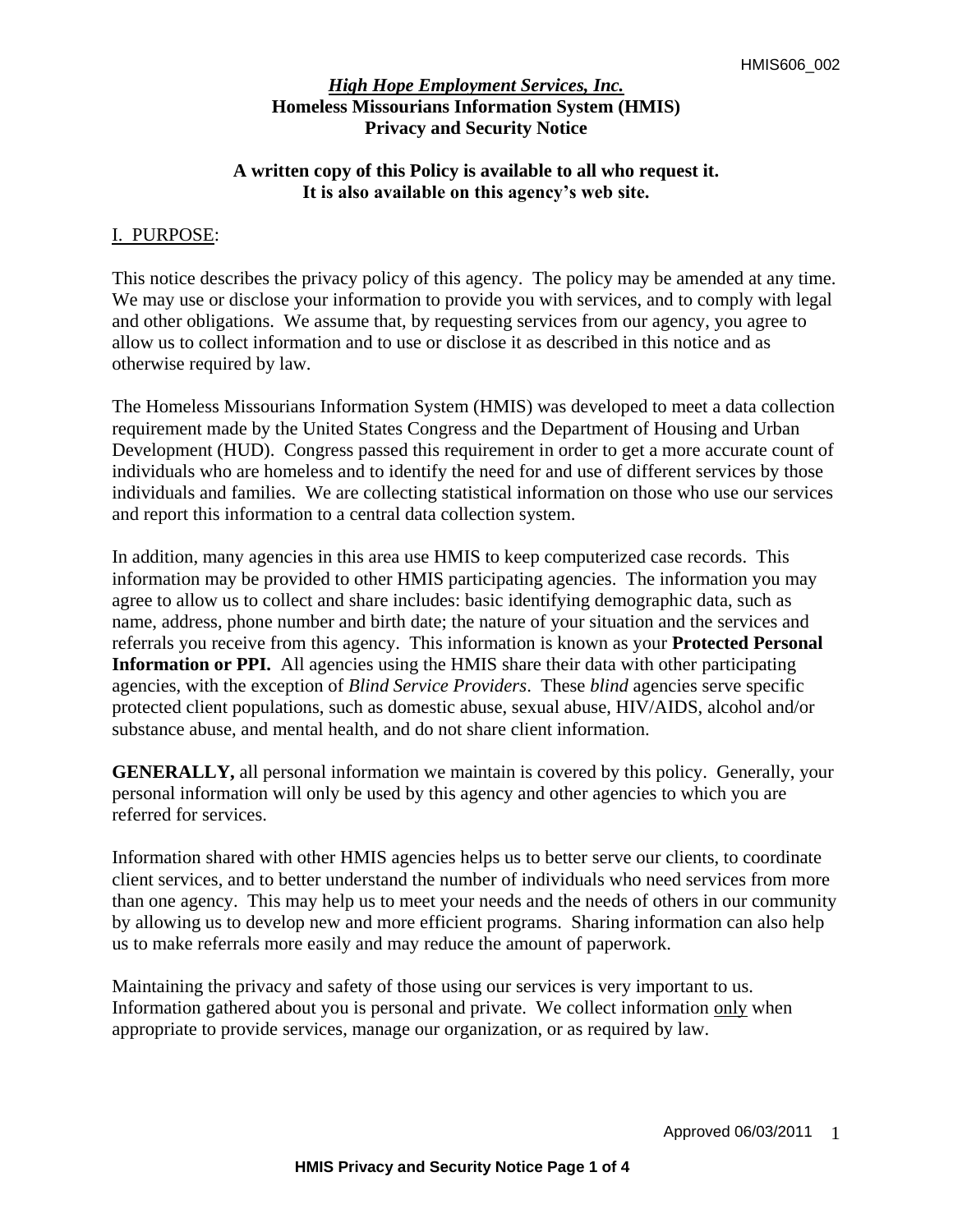# *High Hope Employment Services, Inc.*
# Homeless Missourians Information System (HMIS)
# Privacy and Security Notice

**A written copy of this Policy is available to all who request it.**
**It is also available on this agency's web site.**

## I. PURPOSE:

This notice describes the privacy policy of this agency. The policy may be amended at any time. We may use or disclose your information to provide you with services, and to comply with legal and other obligations. We assume that, by requesting services from our agency, you agree to allow us to collect information and to use or disclose it as described in this notice and as otherwise required by law.

The Homeless Missourians Information System (HMIS) was developed to meet a data collection requirement made by the United States Congress and the Department of Housing and Urban Development (HUD). Congress passed this requirement in order to get a more accurate count of individuals who are homeless and to identify the need for and use of different services by those individuals and families. We are collecting statistical information on those who use our services and report this information to a central data collection system.

In addition, many agencies in this area use HMIS to keep computerized case records. This information may be provided to other HMIS participating agencies. The information you may agree to allow us to collect and share includes: basic identifying demographic data, such as name, address, phone number and birth date; the nature of your situation and the services and referrals you receive from this agency. This information is known as your **Protected Personal Information or PPI.** All agencies using the HMIS share their data with other participating agencies, with the exception of *Blind Service Providers*. These *blind* agencies serve specific protected client populations, such as domestic abuse, sexual abuse, HIV/AIDS, alcohol and/or substance abuse, and mental health, and do not share client information.

**GENERALLY,** all personal information we maintain is covered by this policy. Generally, your personal information will only be used by this agency and other agencies to which you are referred for services.

Information shared with other HMIS agencies helps us to better serve our clients, to coordinate client services, and to better understand the number of individuals who need services from more than one agency. This may help us to meet your needs and the needs of others in our community by allowing us to develop new and more efficient programs. Sharing information can also help us to make referrals more easily and may reduce the amount of paperwork.

Maintaining the privacy and safety of those using our services is very important to us. Information gathered about you is personal and private. We collect information only when appropriate to provide services, manage our organization, or as required by law.

Approved 06/03/2011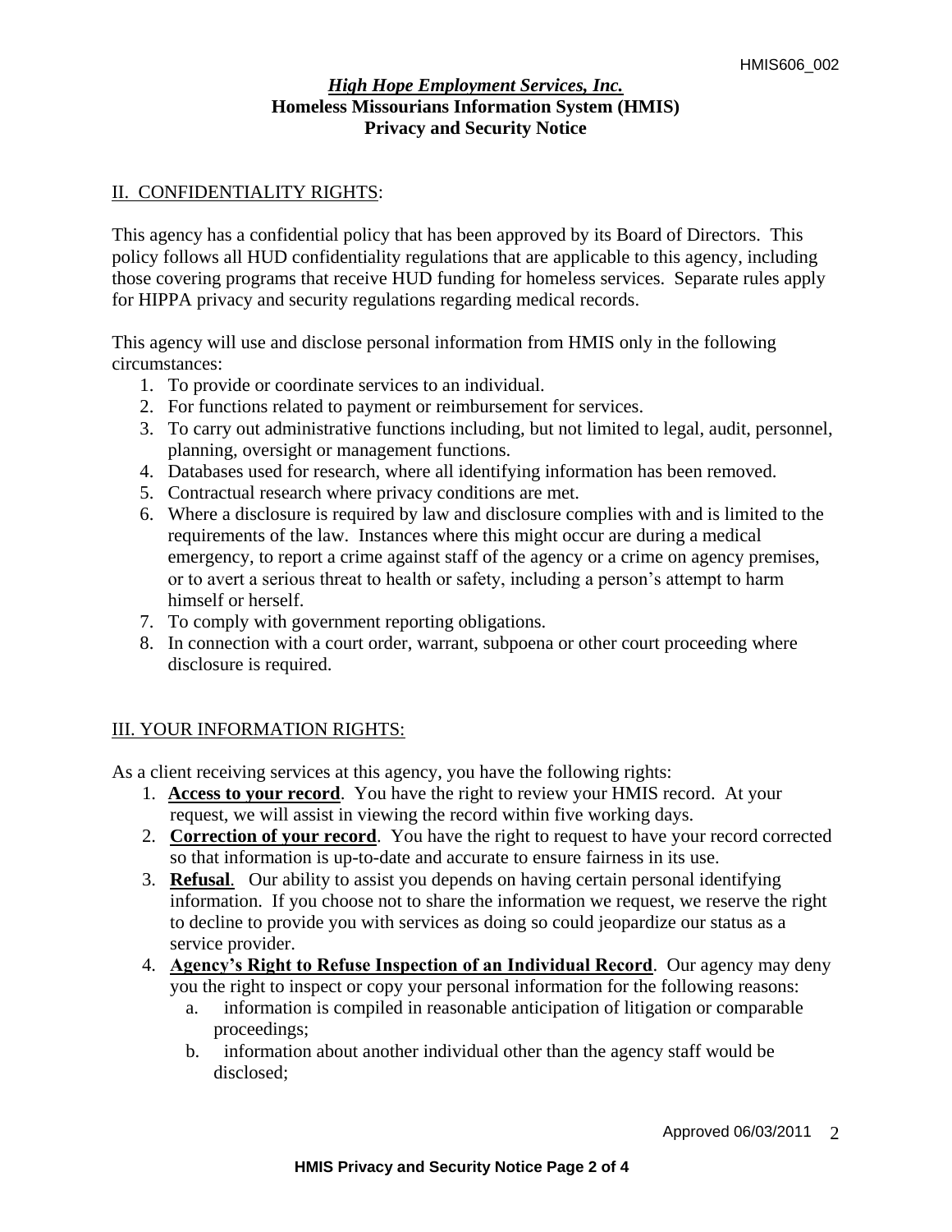*High Hope Employment Services, Inc.*
**Homeless Missourians Information System (HMIS)**
**Privacy and Security Notice**

## II. CONFIDENTIALITY RIGHTS:

This agency has a confidential policy that has been approved by its Board of Directors. This policy follows all HUD confidentiality regulations that are applicable to this agency, including those covering programs that receive HUD funding for homeless services. Separate rules apply for HIPPA privacy and security regulations regarding medical records.

This agency will use and disclose personal information from HMIS only in the following circumstances:

1. To provide or coordinate services to an individual.
2. For functions related to payment or reimbursement for services.
3. To carry out administrative functions including, but not limited to legal, audit, personnel, planning, oversight or management functions.
4. Databases used for research, where all identifying information has been removed.
5. Contractual research where privacy conditions are met.
6. Where a disclosure is required by law and disclosure complies with and is limited to the requirements of the law. Instances where this might occur are during a medical emergency, to report a crime against staff of the agency or a crime on agency premises, or to avert a serious threat to health or safety, including a person's attempt to harm himself or herself.
7. To comply with government reporting obligations.
8. In connection with a court order, warrant, subpoena or other court proceeding where disclosure is required.

## III. YOUR INFORMATION RIGHTS:

As a client receiving services at this agency, you have the following rights:

1. **Access to your record**. You have the right to review your HMIS record. At your request, we will assist in viewing the record within five working days.
2. **Correction of your record**. You have the right to request to have your record corrected so that information is up-to-date and accurate to ensure fairness in its use.
3. **Refusal**. Our ability to assist you depends on having certain personal identifying information. If you choose not to share the information we request, we reserve the right to decline to provide you with services as doing so could jeopardize our status as a service provider.
4. **Agency's Right to Refuse Inspection of an Individual Record**. Our agency may deny you the right to inspect or copy your personal information for the following reasons:
   a. information is compiled in reasonable anticipation of litigation or comparable proceedings;
   b. information about another individual other than the agency staff would be disclosed;

Approved 06/03/2011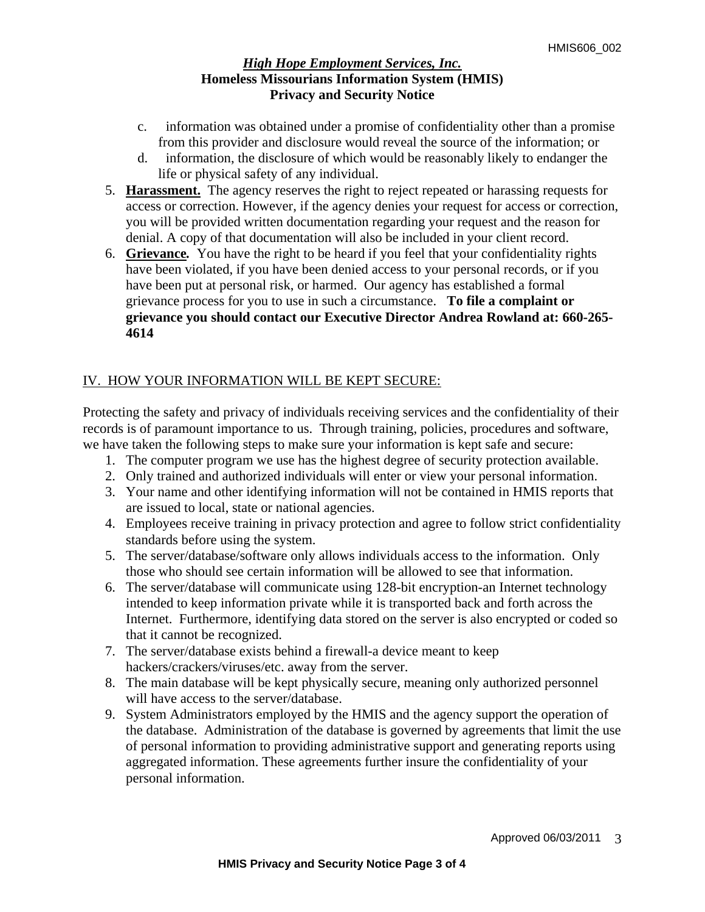c. information was obtained under a promise of confidentiality other than a promise from this provider and disclosure would reveal the source of the information; or

d. information, the disclosure of which would be reasonably likely to endanger the life or physical safety of any individual.

5. **Harassment.** The agency reserves the right to reject repeated or harassing requests for access or correction. However, if the agency denies your request for access or correction, you will be provided written documentation regarding your request and the reason for denial. A copy of that documentation will also be included in your client record.
6. **Grievance.** You have the right to be heard if you feel that your confidentiality rights have been violated, if you have been denied access to your personal records, or if you have been put at personal risk, or harmed. Our agency has established a formal grievance process for you to use in such a circumstance. **To file a complaint or grievance you should contact our Executive Director Andrea Rowland at: 660-265-4614**

## IV. HOW YOUR INFORMATION WILL BE KEPT SECURE:

Protecting the safety and privacy of individuals receiving services and the confidentiality of their records is of paramount importance to us. Through training, policies, procedures and software, we have taken the following steps to make sure your information is kept safe and secure:

1. The computer program we use has the highest degree of security protection available.
2. Only trained and authorized individuals will enter or view your personal information.
3. Your name and other identifying information will not be contained in HMIS reports that are issued to local, state or national agencies.
4. Employees receive training in privacy protection and agree to follow strict confidentiality standards before using the system.
5. The server/database/software only allows individuals access to the information. Only those who should see certain information will be allowed to see that information.
6. The server/database will communicate using 128-bit encryption-an Internet technology intended to keep information private while it is transported back and forth across the Internet. Furthermore, identifying data stored on the server is also encrypted or coded so that it cannot be recognized.
7. The server/database exists behind a firewall-a device meant to keep hackers/crackers/viruses/etc. away from the server.
8. The main database will be kept physically secure, meaning only authorized personnel will have access to the server/database.
9. System Administrators employed by the HMIS and the agency support the operation of the database. Administration of the database is governed by agreements that limit the use of personal information to providing administrative support and generating reports using aggregated information. These agreements further insure the confidentiality of your personal information.

Approved 06/03/2011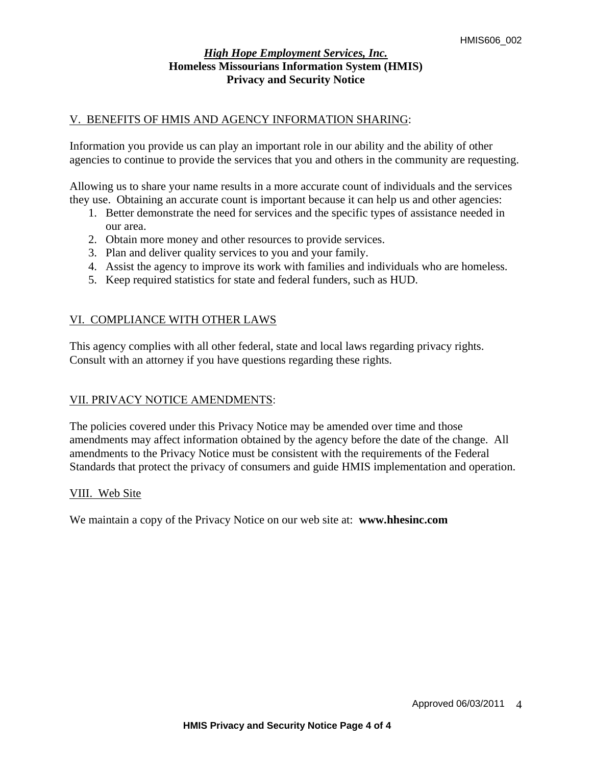## V. BENEFITS OF HMIS AND AGENCY INFORMATION SHARING:

Information you provide us can play an important role in our ability and the ability of other agencies to continue to provide the services that you and others in the community are requesting.

Allowing us to share your name results in a more accurate count of individuals and the services they use. Obtaining an accurate count is important because it can help us and other agencies:

1. Better demonstrate the need for services and the specific types of assistance needed in our area.
2. Obtain more money and other resources to provide services.
3. Plan and deliver quality services to you and your family.
4. Assist the agency to improve its work with families and individuals who are homeless.
5. Keep required statistics for state and federal funders, such as HUD.

## VI. COMPLIANCE WITH OTHER LAWS

This agency complies with all other federal, state and local laws regarding privacy rights. Consult with an attorney if you have questions regarding these rights.

## VII. PRIVACY NOTICE AMENDMENTS:

The policies covered under this Privacy Notice may be amended over time and those amendments may affect information obtained by the agency before the date of the change. All amendments to the Privacy Notice must be consistent with the requirements of the Federal Standards that protect the privacy of consumers and guide HMIS implementation and operation.

## VIII. Web Site

We maintain a copy of the Privacy Notice on our web site at: **www.hhesinc.com**

Approved 06/03/2011